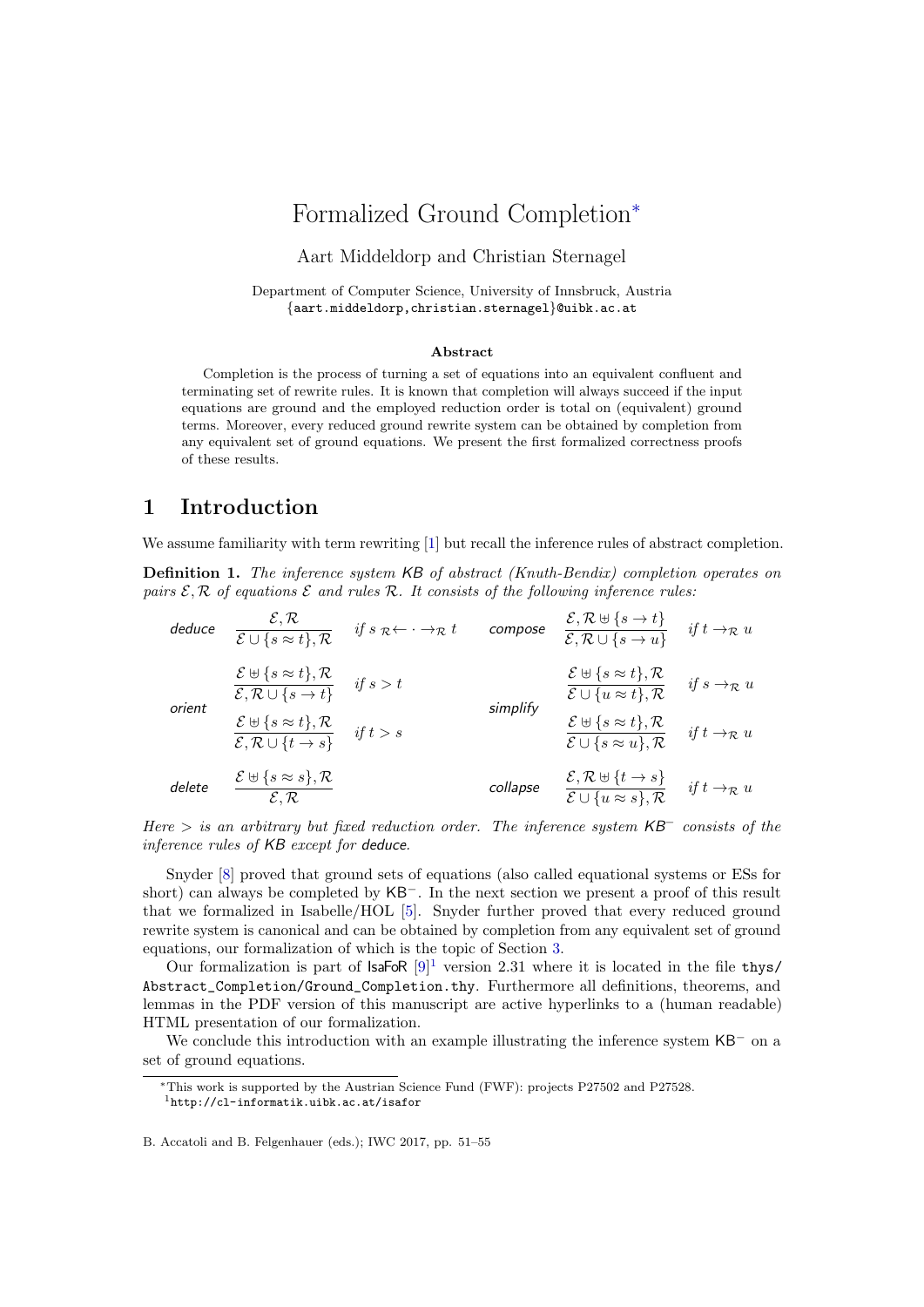# Formalized Ground Completion*

Aart Middeldorp and Christian Sternagel

Department of Computer Science, University of Innsbruck, Austria
{aart.middeldorp,christian.sternagel}@uibk.ac.at

## Abstract

Completion is the process of turning a set of equations into an equivalent confluent and terminating set of rewrite rules. It is known that completion will always succeed if the input equations are ground and the employed reduction order is total on (equivalent) ground terms. Moreover, every reduced ground rewrite system can be obtained by completion from any equivalent set of ground equations. We present the first formalized correctness proofs of these results.

## 1 Introduction

We assume familiarity with term rewriting [1] but recall the inference rules of abstract completion.

**Definition 1.** *The inference system* KB *of abstract (Knuth-Bendix) completion operates on pairs* $\mathcal{E}, \mathcal{R}$ *of equations* $\mathcal{E}$ *and rules* $\mathcal{R}$*. It consists of the following inference rules:*

deduce
$$\frac{\mathcal{E}, \mathcal{R}}{\mathcal{E} \cup \{s \approx t\}, \mathcal{R}} \quad \text{if } s \mathrel{{}_{\mathcal{R}}{\leftarrow}} \cdot \to_{\mathcal{R}} t$$

compose
$$\frac{\mathcal{E}, \mathcal{R} \uplus \{s \to t\}}{\mathcal{E}, \mathcal{R} \cup \{s \to u\}} \quad \text{if } t \to_{\mathcal{R}} u$$

orient
$$\frac{\mathcal{E} \uplus \{s \approx t\}, \mathcal{R}}{\mathcal{E}, \mathcal{R} \cup \{s \to t\}} \quad \text{if } s > t \qquad \frac{\mathcal{E} \uplus \{s \approx t\}, \mathcal{R}}{\mathcal{E}, \mathcal{R} \cup \{t \to s\}} \quad \text{if } t > s$$

simplify
$$\frac{\mathcal{E} \uplus \{s \approx t\}, \mathcal{R}}{\mathcal{E} \cup \{u \approx t\}, \mathcal{R}} \quad \text{if } s \to_{\mathcal{R}} u \qquad \frac{\mathcal{E} \uplus \{s \approx t\}, \mathcal{R}}{\mathcal{E} \cup \{s \approx u\}, \mathcal{R}} \quad \text{if } t \to_{\mathcal{R}} u$$

delete
$$\frac{\mathcal{E} \uplus \{s \approx s\}, \mathcal{R}}{\mathcal{E}, \mathcal{R}}$$

collapse
$$\frac{\mathcal{E}, \mathcal{R} \uplus \{t \to s\}}{\mathcal{E} \cup \{u \approx s\}, \mathcal{R}} \quad \text{if } t \to_{\mathcal{R}} u$$

*Here* $>$ *is an arbitrary but fixed reduction order. The inference system* $\mathsf{KB}^-$ *consists of the inference rules of* KB *except for* deduce*.*

Snyder [8] proved that ground sets of equations (also called equational systems or ESs for short) can always be completed by $\mathsf{KB}^-$. In the next section we present a proof of this result that we formalized in Isabelle/HOL [5]. Snyder further proved that every reduced ground rewrite system is canonical and can be obtained by completion from any equivalent set of ground equations, our formalization of which is the topic of Section 3.

Our formalization is part of IsaFoR [9][1] version 2.31 where it is located in the file `thys/Abstract_Completion/Ground_Completion.thy`. Furthermore all definitions, theorems, and lemmas in the PDF version of this manuscript are active hyperlinks to a (human readable) HTML presentation of our formalization.

We conclude this introduction with an example illustrating the inference system $\mathsf{KB}^-$ on a set of ground equations.

---

*This work is supported by the Austrian Science Fund (FWF): projects P27502 and P27528.

[1] http://cl-informatik.uibk.ac.at/isafor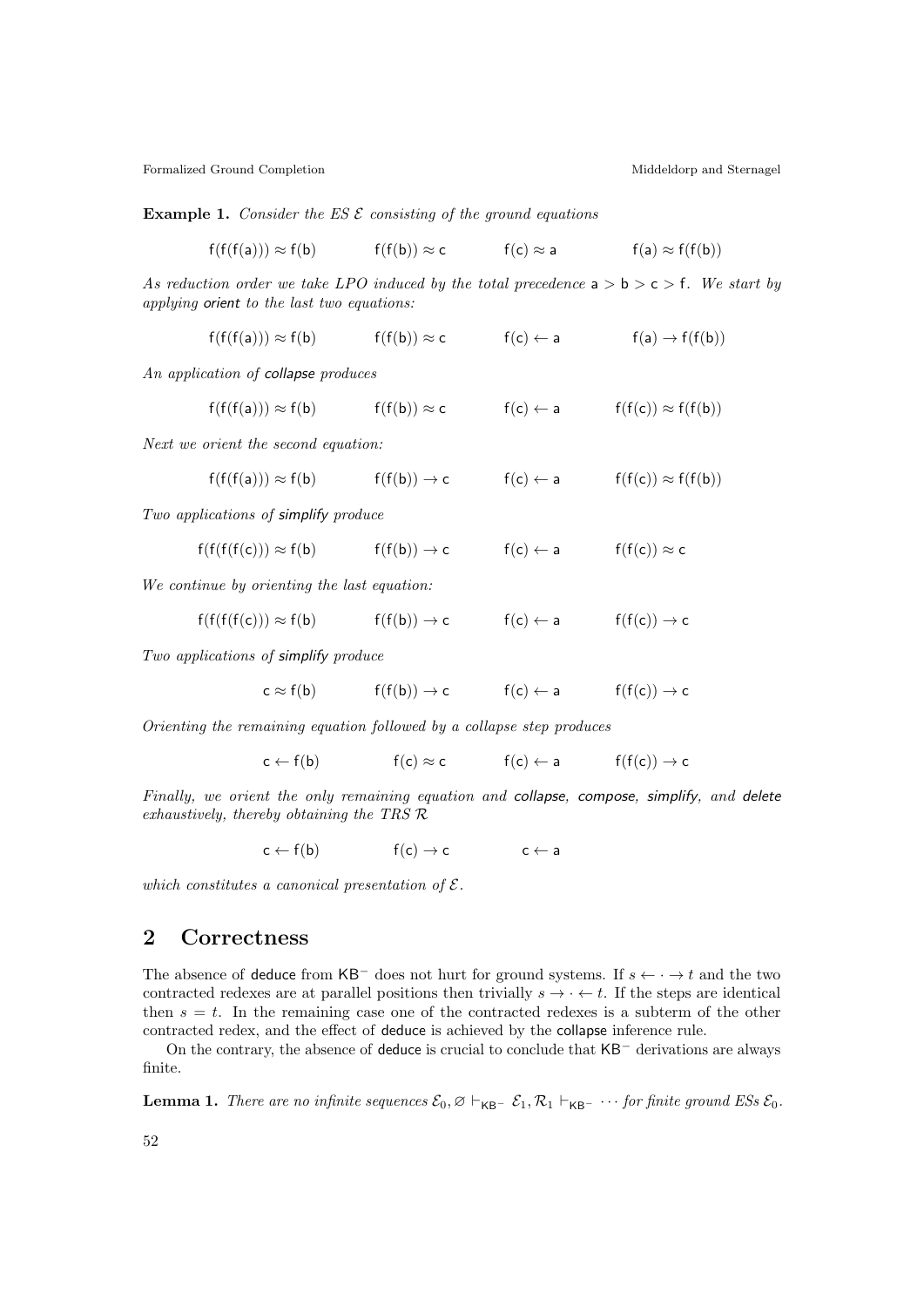**Example 1.** *Consider the ES $\mathcal{E}$ consisting of the ground equations*

$$\mathsf{f}(\mathsf{f}(\mathsf{f}(\mathsf{a}))) \approx \mathsf{f}(\mathsf{b}) \qquad \mathsf{f}(\mathsf{f}(\mathsf{b})) \approx \mathsf{c} \qquad \mathsf{f}(\mathsf{c}) \approx \mathsf{a} \qquad \mathsf{f}(\mathsf{a}) \approx \mathsf{f}(\mathsf{f}(\mathsf{b}))$$

*As reduction order we take LPO induced by the total precedence $\mathsf{a} > \mathsf{b} > \mathsf{c} > \mathsf{f}$. We start by applying* orient *to the last two equations:*

$$\mathsf{f}(\mathsf{f}(\mathsf{f}(\mathsf{a}))) \approx \mathsf{f}(\mathsf{b}) \qquad \mathsf{f}(\mathsf{f}(\mathsf{b})) \approx \mathsf{c} \qquad \mathsf{f}(\mathsf{c}) \leftarrow \mathsf{a} \qquad \mathsf{f}(\mathsf{a}) \rightarrow \mathsf{f}(\mathsf{f}(\mathsf{b}))$$

*An application of* collapse *produces*

$$\mathsf{f}(\mathsf{f}(\mathsf{f}(\mathsf{a}))) \approx \mathsf{f}(\mathsf{b}) \qquad \mathsf{f}(\mathsf{f}(\mathsf{b})) \approx \mathsf{c} \qquad \mathsf{f}(\mathsf{c}) \leftarrow \mathsf{a} \qquad \mathsf{f}(\mathsf{f}(\mathsf{c})) \approx \mathsf{f}(\mathsf{f}(\mathsf{b}))$$

*Next we orient the second equation:*

$$\mathsf{f}(\mathsf{f}(\mathsf{f}(\mathsf{a}))) \approx \mathsf{f}(\mathsf{b}) \qquad \mathsf{f}(\mathsf{f}(\mathsf{b})) \rightarrow \mathsf{c} \qquad \mathsf{f}(\mathsf{c}) \leftarrow \mathsf{a} \qquad \mathsf{f}(\mathsf{f}(\mathsf{c})) \approx \mathsf{f}(\mathsf{f}(\mathsf{b}))$$

*Two applications of* simplify *produce*

$$\mathsf{f}(\mathsf{f}(\mathsf{f}(\mathsf{f}(\mathsf{c})))) \approx \mathsf{f}(\mathsf{b}) \qquad \mathsf{f}(\mathsf{f}(\mathsf{b})) \rightarrow \mathsf{c} \qquad \mathsf{f}(\mathsf{c}) \leftarrow \mathsf{a} \qquad \mathsf{f}(\mathsf{f}(\mathsf{c})) \approx \mathsf{c}$$

*We continue by orienting the last equation:*

$$\mathsf{f}(\mathsf{f}(\mathsf{f}(\mathsf{f}(\mathsf{c})))) \approx \mathsf{f}(\mathsf{b}) \qquad \mathsf{f}(\mathsf{f}(\mathsf{b})) \rightarrow \mathsf{c} \qquad \mathsf{f}(\mathsf{c}) \leftarrow \mathsf{a} \qquad \mathsf{f}(\mathsf{f}(\mathsf{c})) \rightarrow \mathsf{c}$$

*Two applications of* simplify *produce*

$$\mathsf{c} \approx \mathsf{f}(\mathsf{b}) \qquad \mathsf{f}(\mathsf{f}(\mathsf{b})) \rightarrow \mathsf{c} \qquad \mathsf{f}(\mathsf{c}) \leftarrow \mathsf{a} \qquad \mathsf{f}(\mathsf{f}(\mathsf{c})) \rightarrow \mathsf{c}$$

*Orienting the remaining equation followed by a collapse step produces*

$$\mathsf{c} \leftarrow \mathsf{f}(\mathsf{b}) \qquad \mathsf{f}(\mathsf{c}) \approx \mathsf{c} \qquad \mathsf{f}(\mathsf{c}) \leftarrow \mathsf{a} \qquad \mathsf{f}(\mathsf{f}(\mathsf{c})) \rightarrow \mathsf{c}$$

*Finally, we orient the only remaining equation and* collapse*,* compose*,* simplify*, and* delete *exhaustively, thereby obtaining the TRS $\mathcal{R}$*

$$\mathsf{c} \leftarrow \mathsf{f}(\mathsf{b}) \qquad \mathsf{f}(\mathsf{c}) \rightarrow \mathsf{c} \qquad \mathsf{c} \leftarrow \mathsf{a}$$

*which constitutes a canonical presentation of $\mathcal{E}$.*

## 2 Correctness

The absence of deduce from $\mathsf{KB}^-$ does not hurt for ground systems. If $s \leftarrow \cdot \rightarrow t$ and the two contracted redexes are at parallel positions then trivially $s \rightarrow \cdot \leftarrow t$. If the steps are identical then $s = t$. In the remaining case one of the contracted redexes is a subterm of the other contracted redex, and the effect of deduce is achieved by the collapse inference rule.

On the contrary, the absence of deduce is crucial to conclude that $\mathsf{KB}^-$ derivations are always finite.

**Lemma 1.** *There are no infinite sequences $\mathcal{E}_0, \varnothing \vdash_{\mathsf{KB}^-} \mathcal{E}_1, \mathcal{R}_1 \vdash_{\mathsf{KB}^-} \cdots$ for finite ground ESs $\mathcal{E}_0$.*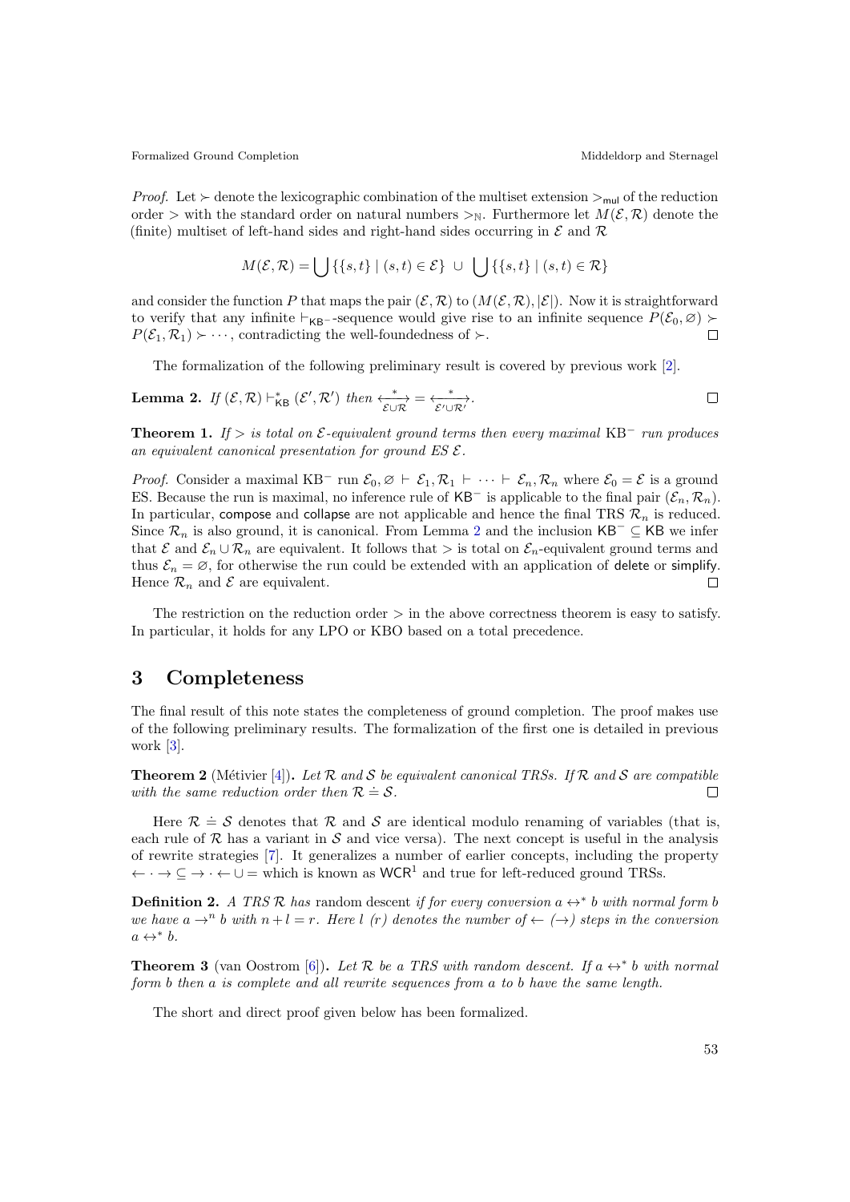*Proof.* Let $\succ$ denote the lexicographic combination of the multiset extension $>_{\mathsf{mul}}$ of the reduction order $>$ with the standard order on natural numbers $>_{\mathbb{N}}$. Furthermore let $M(\mathcal{E}, \mathcal{R})$ denote the (finite) multiset of left-hand sides and right-hand sides occurring in $\mathcal{E}$ and $\mathcal{R}$

$$M(\mathcal{E}, \mathcal{R}) = \bigcup \{\{s, t\} \mid (s, t) \in \mathcal{E}\} \ \cup \ \bigcup \{\{s, t\} \mid (s, t) \in \mathcal{R}\}$$

and consider the function $P$ that maps the pair $(\mathcal{E}, \mathcal{R})$ to $(M(\mathcal{E}, \mathcal{R}), |\mathcal{E}|)$. Now it is straightforward to verify that any infinite $\vdash_{\mathsf{KB}^-}$-sequence would give rise to an infinite sequence $P(\mathcal{E}_0, \varnothing) \succ P(\mathcal{E}_1, \mathcal{R}_1) \succ \cdots$, contradicting the well-foundedness of $\succ$. ☐

The formalization of the following preliminary result is covered by previous work [2].

**Lemma 2.** *If* $(\mathcal{E}, \mathcal{R}) \vdash_{\mathsf{KB}}^* (\mathcal{E}', \mathcal{R}')$ *then* $\xleftrightarrow[\mathcal{E} \cup \mathcal{R}]{*} = \xleftrightarrow[\mathcal{E}' \cup \mathcal{R}']{*}$. ☐

**Theorem 1.** *If $>$ is total on $\mathcal{E}$-equivalent ground terms then every maximal* $\mathrm{KB}^-$ *run produces an equivalent canonical presentation for ground ES $\mathcal{E}$.*

*Proof.* Consider a maximal $\mathrm{KB}^-$ run $\mathcal{E}_0, \varnothing \vdash \mathcal{E}_1, \mathcal{R}_1 \vdash \cdots \vdash \mathcal{E}_n, \mathcal{R}_n$ where $\mathcal{E}_0 = \mathcal{E}$ is a ground ES. Because the run is maximal, no inference rule of $\mathsf{KB}^-$ is applicable to the final pair $(\mathcal{E}_n, \mathcal{R}_n)$. In particular, compose and collapse are not applicable and hence the final TRS $\mathcal{R}_n$ is reduced. Since $\mathcal{R}_n$ is also ground, it is canonical. From Lemma 2 and the inclusion $\mathsf{KB}^- \subseteq \mathsf{KB}$ we infer that $\mathcal{E}$ and $\mathcal{E}_n \cup \mathcal{R}_n$ are equivalent. It follows that $>$ is total on $\mathcal{E}_n$-equivalent ground terms and thus $\mathcal{E}_n = \varnothing$, for otherwise the run could be extended with an application of delete or simplify. Hence $\mathcal{R}_n$ and $\mathcal{E}$ are equivalent. ☐

The restriction on the reduction order $>$ in the above correctness theorem is easy to satisfy. In particular, it holds for any LPO or KBO based on a total precedence.

# 3 Completeness

The final result of this note states the completeness of ground completion. The proof makes use of the following preliminary results. The formalization of the first one is detailed in previous work [3].

**Theorem 2** (Métivier [4])**.** *Let $\mathcal{R}$ and $\mathcal{S}$ be equivalent canonical TRSs. If $\mathcal{R}$ and $\mathcal{S}$ are compatible with the same reduction order then $\mathcal{R} \doteq \mathcal{S}$.* ☐

Here $\mathcal{R} \doteq \mathcal{S}$ denotes that $\mathcal{R}$ and $\mathcal{S}$ are identical modulo renaming of variables (that is, each rule of $\mathcal{R}$ has a variant in $\mathcal{S}$ and vice versa). The next concept is useful in the analysis of rewrite strategies [7]. It generalizes a number of earlier concepts, including the property $\leftarrow \cdot \rightarrow \subseteq \rightarrow \cdot \leftarrow \cup =$ which is known as $\mathsf{WCR}^1$ and true for left-reduced ground TRSs.

**Definition 2.** *A TRS $\mathcal{R}$ has* random descent *if for every conversion $a \leftrightarrow^* b$ with normal form $b$ we have $a \rightarrow^n b$ with $n + l = r$. Here $l$ ($r$) denotes the number of $\leftarrow$ ($\rightarrow$) steps in the conversion $a \leftrightarrow^* b$.*

**Theorem 3** (van Oostrom [6])**.** *Let $\mathcal{R}$ be a TRS with random descent. If $a \leftrightarrow^* b$ with normal form $b$ then $a$ is complete and all rewrite sequences from $a$ to $b$ have the same length.*

The short and direct proof given below has been formalized.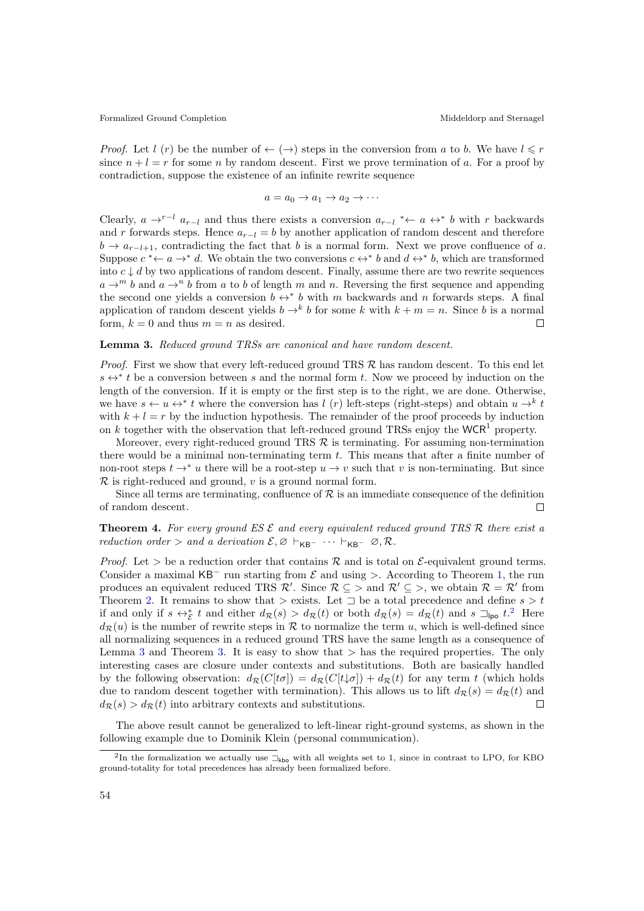*Proof.* Let $l$ ($r$) be the number of $\leftarrow$ ($\rightarrow$) steps in the conversion from $a$ to $b$. We have $l \leqslant r$ since $n + l = r$ for some $n$ by random descent. First we prove termination of $a$. For a proof by contradiction, suppose the existence of an infinite rewrite sequence

$$a = a_0 \to a_1 \to a_2 \to \cdots$$

Clearly, $a \to^{r-l} a_{r-l}$ and thus there exists a conversion $a_{r-l} \; {}^*\!\!\leftarrow a \leftrightarrow^* b$ with $r$ backwards and $r$ forwards steps. Hence $a_{r-l} = b$ by another application of random descent and therefore $b \to a_{r-l+1}$, contradicting the fact that $b$ is a normal form. Next we prove confluence of $a$. Suppose $c \; {}^*\!\!\leftarrow a \to^* d$. We obtain the two conversions $c \leftrightarrow^* b$ and $d \leftrightarrow^* b$, which are transformed into $c \downarrow d$ by two applications of random descent. Finally, assume there are two rewrite sequences $a \to^m b$ and $a \to^n b$ from $a$ to $b$ of length $m$ and $n$. Reversing the first sequence and appending the second one yields a conversion $b \leftrightarrow^* b$ with $m$ backwards and $n$ forwards steps. A final application of random descent yields $b \to^k b$ for some $k$ with $k + m = n$. Since $b$ is a normal form, $k = 0$ and thus $m = n$ as desired. ◻

**Lemma 3.** *Reduced ground TRSs are canonical and have random descent.*

*Proof.* First we show that every left-reduced ground TRS $\mathcal{R}$ has random descent. To this end let $s \leftrightarrow^* t$ be a conversion between $s$ and the normal form $t$. Now we proceed by induction on the length of the conversion. If it is empty or the first step is to the right, we are done. Otherwise, we have $s \leftarrow u \leftrightarrow^* t$ where the conversion has $l$ ($r$) left-steps (right-steps) and obtain $u \to^k t$ with $k + l = r$ by the induction hypothesis. The remainder of the proof proceeds by induction on $k$ together with the observation that left-reduced ground TRSs enjoy the $\mathsf{WCR}^1$ property.

Moreover, every right-reduced ground TRS $\mathcal{R}$ is terminating. For assuming non-termination there would be a minimal non-terminating term $t$. This means that after a finite number of non-root steps $t \to^* u$ there will be a root-step $u \to v$ such that $v$ is non-terminating. But since $\mathcal{R}$ is right-reduced and ground, $v$ is a ground normal form.

Since all terms are terminating, confluence of $\mathcal{R}$ is an immediate consequence of the definition of random descent. ◻

**Theorem 4.** *For every ground ES $\mathcal{E}$ and every equivalent reduced ground TRS $\mathcal{R}$ there exist a reduction order $>$ and a derivation $\mathcal{E}, \varnothing \vdash_{\mathsf{KB}^-} \cdots \vdash_{\mathsf{KB}^-} \varnothing, \mathcal{R}$.*

*Proof.* Let $>$ be a reduction order that contains $\mathcal{R}$ and is total on $\mathcal{E}$-equivalent ground terms. Consider a maximal $\mathsf{KB}^-$ run starting from $\mathcal{E}$ and using $>$. According to Theorem 1, the run produces an equivalent reduced TRS $\mathcal{R}'$. Since $\mathcal{R} \subseteq >$ and $\mathcal{R}' \subseteq >$, we obtain $\mathcal{R} = \mathcal{R}'$ from Theorem 2. It remains to show that $>$ exists. Let $\sqsupset$ be a total precedence and define $s > t$ if and only if $s \leftrightarrow_{\mathcal{E}}^* t$ and either $d_{\mathcal{R}}(s) > d_{\mathcal{R}}(t)$ or both $d_{\mathcal{R}}(s) = d_{\mathcal{R}}(t)$ and $s \sqsupset_{\mathsf{lpo}} t$.[2] Here $d_{\mathcal{R}}(u)$ is the number of rewrite steps in $\mathcal{R}$ to normalize the term $u$, which is well-defined since all normalizing sequences in a reduced ground TRS have the same length as a consequence of Lemma 3 and Theorem 3. It is easy to show that $>$ has the required properties. The only interesting cases are closure under contexts and substitutions. Both are basically handled by the following observation: $d_{\mathcal{R}}(C[t\sigma]) = d_{\mathcal{R}}(C[t{\downarrow}\sigma]) + d_{\mathcal{R}}(t)$ for any term $t$ (which holds due to random descent together with termination). This allows us to lift $d_{\mathcal{R}}(s) = d_{\mathcal{R}}(t)$ and $d_{\mathcal{R}}(s) > d_{\mathcal{R}}(t)$ into arbitrary contexts and substitutions. ◻

The above result cannot be generalized to left-linear right-ground systems, as shown in the following example due to Dominik Klein (personal communication).

[2] In the formalization we actually use $\sqsupset_{\mathsf{kbo}}$ with all weights set to 1, since in contrast to LPO, for KBO ground-totality for total precedences has already been formalized before.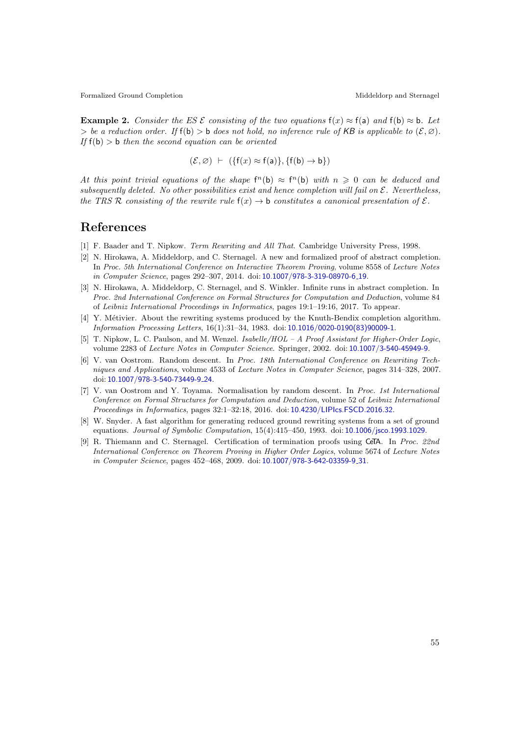**Example 2.** *Consider the ES $\mathcal{E}$ consisting of the two equations $\mathsf{f}(x) \approx \mathsf{f}(\mathsf{a})$ and $\mathsf{f}(\mathsf{b}) \approx \mathsf{b}$. Let $>$ be a reduction order. If $\mathsf{f}(\mathsf{b}) > \mathsf{b}$ does not hold, no inference rule of KB is applicable to $(\mathcal{E}, \varnothing)$. If $\mathsf{f}(\mathsf{b}) > \mathsf{b}$ then the second equation can be oriented*

$$(\mathcal{E}, \varnothing) \;\vdash\; (\{\mathsf{f}(x) \approx \mathsf{f}(\mathsf{a})\}, \{\mathsf{f}(\mathsf{b}) \rightarrow \mathsf{b}\})$$

*At this point trivial equations of the shape $\mathsf{f}^n(\mathsf{b}) \approx \mathsf{f}^n(\mathsf{b})$ with $n \geqslant 0$ can be deduced and subsequently deleted. No other possibilities exist and hence completion will fail on $\mathcal{E}$. Nevertheless, the TRS $\mathcal{R}$ consisting of the rewrite rule $\mathsf{f}(x) \rightarrow \mathsf{b}$ constitutes a canonical presentation of $\mathcal{E}$.*

## References

[1] F. Baader and T. Nipkow. *Term Rewriting and All That*. Cambridge University Press, 1998.

[2] N. Hirokawa, A. Middeldorp, and C. Sternagel. A new and formalized proof of abstract completion. In *Proc. 5th International Conference on Interactive Theorem Proving*, volume 8558 of *Lecture Notes in Computer Science*, pages 292–307, 2014. doi: 10.1007/978-3-319-08970-6_19.

[3] N. Hirokawa, A. Middeldorp, C. Sternagel, and S. Winkler. Infinite runs in abstract completion. In *Proc. 2nd International Conference on Formal Structures for Computation and Deduction*, volume 84 of *Leibniz International Proceedings in Informatics*, pages 19:1–19:16, 2017. To appear.

[4] Y. Métivier. About the rewriting systems produced by the Knuth-Bendix completion algorithm. *Information Processing Letters*, 16(1):31–34, 1983. doi: 10.1016/0020-0190(83)90009-1.

[5] T. Nipkow, L. C. Paulson, and M. Wenzel. *Isabelle/HOL – A Proof Assistant for Higher-Order Logic*, volume 2283 of *Lecture Notes in Computer Science*. Springer, 2002. doi: 10.1007/3-540-45949-9.

[6] V. van Oostrom. Random descent. In *Proc. 18th International Conference on Rewriting Techniques and Applications*, volume 4533 of *Lecture Notes in Computer Science*, pages 314–328, 2007. doi: 10.1007/978-3-540-73449-9_24.

[7] V. van Oostrom and Y. Toyama. Normalisation by random descent. In *Proc. 1st International Conference on Formal Structures for Computation and Deduction*, volume 52 of *Leibniz International Proceedings in Informatics*, pages 32:1–32:18, 2016. doi: 10.4230/LIPIcs.FSCD.2016.32.

[8] W. Snyder. A fast algorithm for generating reduced ground rewriting systems from a set of ground equations. *Journal of Symbolic Computation*, 15(4):415–450, 1993. doi: 10.1006/jsco.1993.1029.

[9] R. Thiemann and C. Sternagel. Certification of termination proofs using CeTA. In *Proc. 22nd International Conference on Theorem Proving in Higher Order Logics*, volume 5674 of *Lecture Notes in Computer Science*, pages 452–468, 2009. doi: 10.1007/978-3-642-03359-9_31.